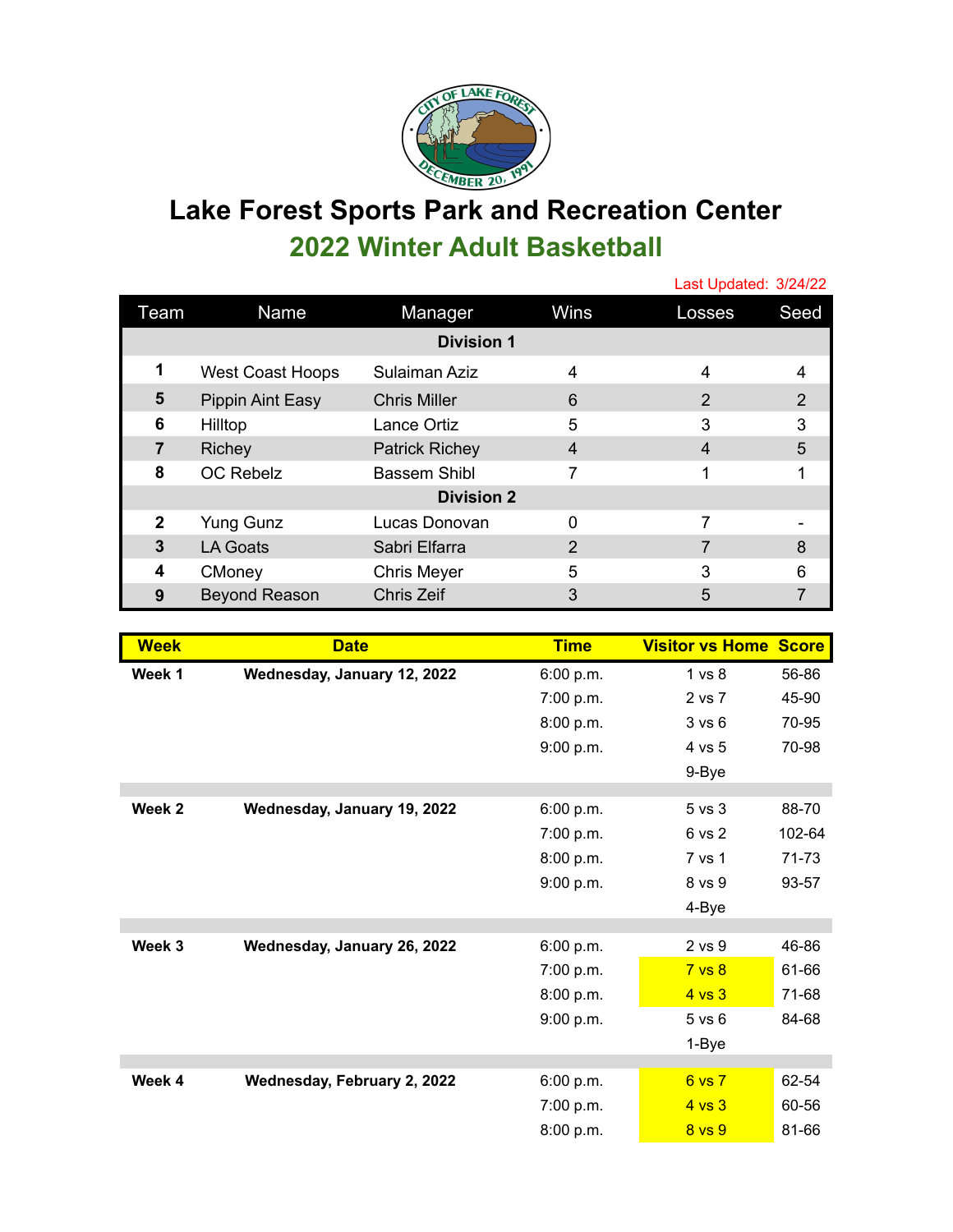# Lake Forest Sports Park and Recreation Center

## 2022 Winter Adult Basketball

Last Updated: 3/24/22

| Team | Name | Manager | Wins | Losses | Seed |
|---|---|---|---|---|---|
| | | **Division 1** | | | |
| **1** | West Coast Hoops | Sulaiman Aziz | 4 | 4 | 4 |
| **5** | Pippin Aint Easy | Chris Miller | 6 | 2 | 2 |
| **6** | Hilltop | Lance Ortiz | 5 | 3 | 3 |
| **7** | Richey | Patrick Richey | 4 | 4 | 5 |
| **8** | OC Rebelz | Bassem Shibl | 7 | 1 | 1 |
| | | **Division 2** | | | |
| **2** | Yung Gunz | Lucas Donovan | 0 | 7 | - |
| **3** | LA Goats | Sabri Elfarra | 2 | 7 | 8 |
| **4** | CMoney | Chris Meyer | 5 | 3 | 6 |
| **9** | Beyond Reason | Chris Zeif | 3 | 5 | 7 |

| Week | Date | Time | Visitor vs Home | Score |
|---|---|---|---|---|
| **Week 1** | **Wednesday, January 12, 2022** | 6:00 p.m. | 1 vs 8 | 56-86 |
| | | 7:00 p.m. | 2 vs 7 | 45-90 |
| | | 8:00 p.m. | 3 vs 6 | 70-95 |
| | | 9:00 p.m. | 4 vs 5 | 70-98 |
| | | | 9-Bye | |
| **Week 2** | **Wednesday, January 19, 2022** | 6:00 p.m. | 5 vs 3 | 88-70 |
| | | 7:00 p.m. | 6 vs 2 | 102-64 |
| | | 8:00 p.m. | 7 vs 1 | 71-73 |
| | | 9:00 p.m. | 8 vs 9 | 93-57 |
| | | | 4-Bye | |
| **Week 3** | **Wednesday, January 26, 2022** | 6:00 p.m. | 2 vs 9 | 46-86 |
| | | 7:00 p.m. | 7 vs 8 | 61-66 |
| | | 8:00 p.m. | 4 vs 3 | 71-68 |
| | | 9:00 p.m. | 5 vs 6 | 84-68 |
| | | | 1-Bye | |
| **Week 4** | **Wednesday, February 2, 2022** | 6:00 p.m. | 6 vs 7 | 62-54 |
| | | 7:00 p.m. | 4 vs 3 | 60-56 |
| | | 8:00 p.m. | 8 vs 9 | 81-66 |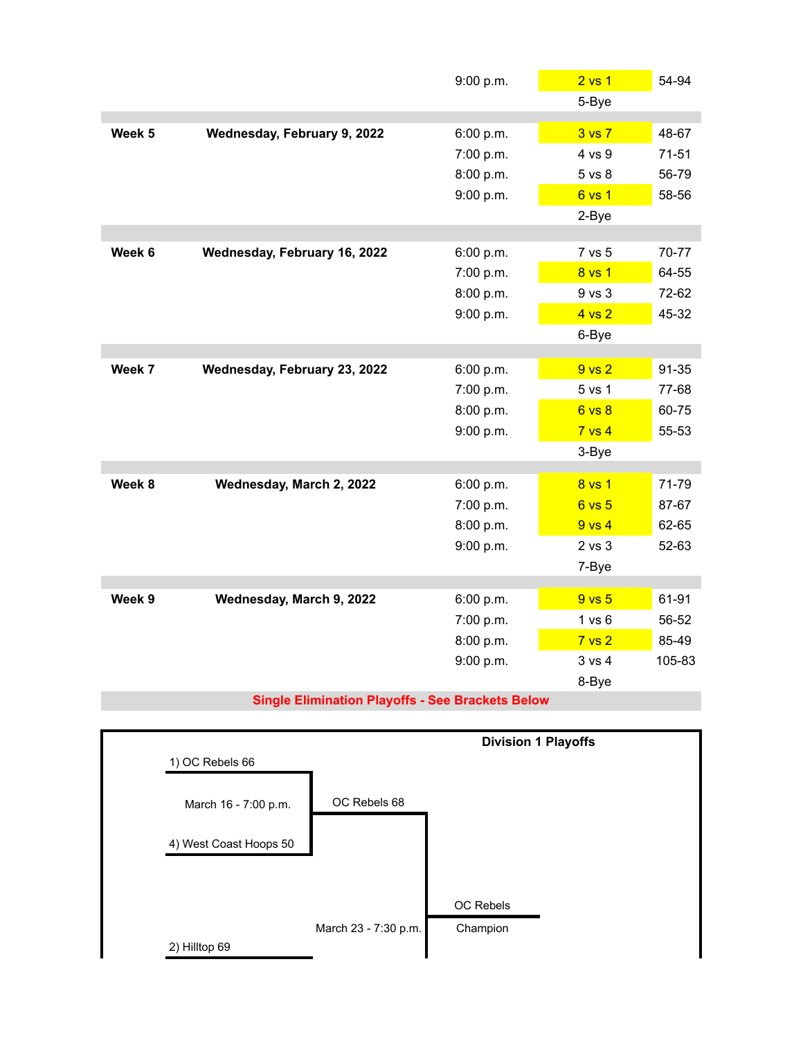| Week | Date | Time | Matchup | Score |
| --- | --- | --- | --- | --- |
| | | 9:00 p.m. | 2 vs 1 | 54-94 |
| | | | 5-Bye | |
| **Week 5** | **Wednesday, February 9, 2022** | 6:00 p.m. | 3 vs 7 | 48-67 |
| | | 7:00 p.m. | 4 vs 9 | 71-51 |
| | | 8:00 p.m. | 5 vs 8 | 56-79 |
| | | 9:00 p.m. | 6 vs 1 | 58-56 |
| | | | 2-Bye | |
| **Week 6** | **Wednesday, February 16, 2022** | 6:00 p.m. | 7 vs 5 | 70-77 |
| | | 7:00 p.m. | 8 vs 1 | 64-55 |
| | | 8:00 p.m. | 9 vs 3 | 72-62 |
| | | 9:00 p.m. | 4 vs 2 | 45-32 |
| | | | 6-Bye | |
| **Week 7** | **Wednesday, February 23, 2022** | 6:00 p.m. | 9 vs 2 | 91-35 |
| | | 7:00 p.m. | 5 vs 1 | 77-68 |
| | | 8:00 p.m. | 6 vs 8 | 60-75 |
| | | 9:00 p.m. | 7 vs 4 | 55-53 |
| | | | 3-Bye | |
| **Week 8** | **Wednesday, March 2, 2022** | 6:00 p.m. | 8 vs 1 | 71-79 |
| | | 7:00 p.m. | 6 vs 5 | 87-67 |
| | | 8:00 p.m. | 9 vs 4 | 62-65 |
| | | 9:00 p.m. | 2 vs 3 | 52-63 |
| | | | 7-Bye | |
| **Week 9** | **Wednesday, March 9, 2022** | 6:00 p.m. | 9 vs 5 | 61-91 |
| | | 7:00 p.m. | 1 vs 6 | 56-52 |
| | | 8:00 p.m. | 7 vs 2 | 85-49 |
| | | 9:00 p.m. | 3 vs 4 | 105-83 |
| | | | 8-Bye | |

**Single Elimination Playoffs - See Brackets Below**

### Division 1 Playoffs

1) OC Rebels 66

March 16 - 7:00 p.m.

4) West Coast Hoops 50

OC Rebels 68

March 23 - 7:30 p.m.

OC Rebels

Champion

2) Hilltop 69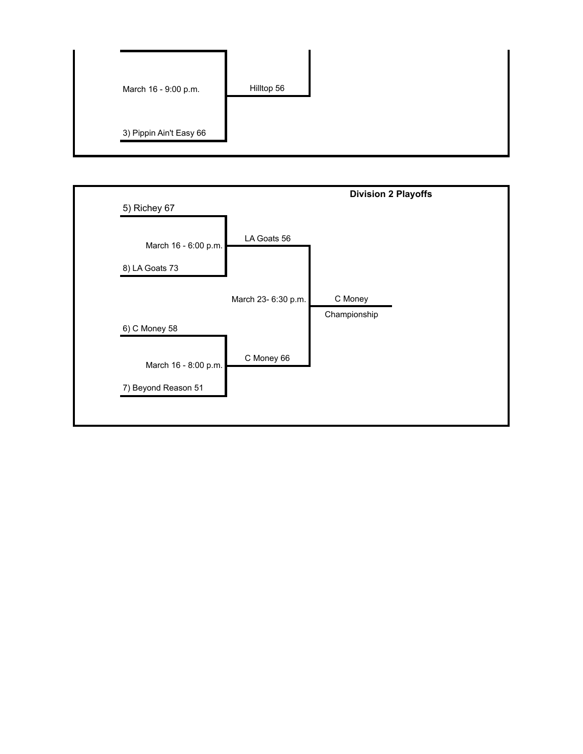March 16 - 9:00 p.m.

Hilltop 56

3) Pippin Ain't Easy 66

### Division 2 Playoffs

5) Richey 67

March 16 - 6:00 p.m.

8) LA Goats 73

LA Goats 56

March 23- 6:30 p.m.

C Money

Championship

6) C Money 58

March 16 - 8:00 p.m.

7) Beyond Reason 51

C Money 66